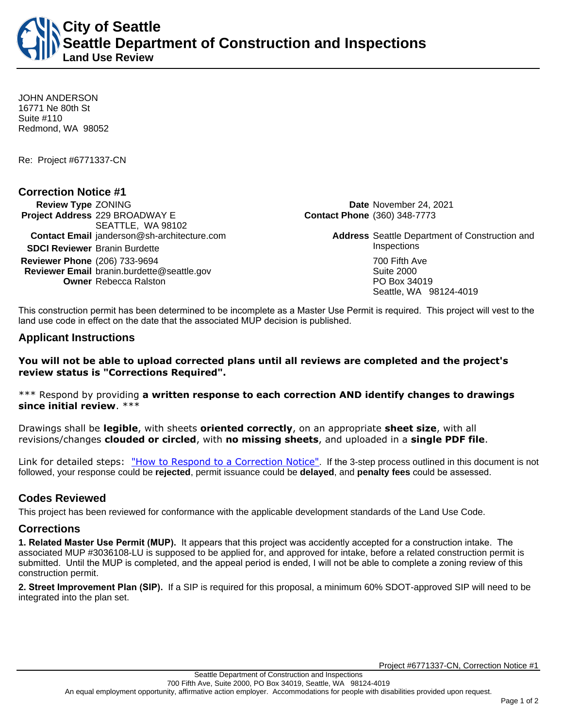# City of Seattle
## Seattle Department of Construction and Inspections
### Land Use Review

JOHN ANDERSON
16771 Ne 80th St
Suite #110
Redmond, WA 98052

Re: Project #6771337-CN

## Correction Notice #1

**Review Type** ZONING
**Project Address** 229 BROADWAY E
SEATTLE, WA 98102
**Contact Email** janderson@sh-architecture.com
**SDCI Reviewer** Branin Burdette
**Reviewer Phone** (206) 733-9694
**Reviewer Email** branin.burdette@seattle.gov
**Owner** Rebecca Ralston

**Date** November 24, 2021
**Contact Phone** (360) 348-7773
**Address** Seattle Department of Construction and Inspections
700 Fifth Ave
Suite 2000
PO Box 34019
Seattle, WA 98124-4019

This construction permit has been determined to be incomplete as a Master Use Permit is required. This project will vest to the land use code in effect on the date that the associated MUP decision is published.

## Applicant Instructions

**You will not be able to upload corrected plans until all reviews are completed and the project's review status is "Corrections Required".**

*** Respond by providing **a written response to each correction AND identify changes to drawings since initial review**. ***

Drawings shall be **legible**, with sheets **oriented correctly**, on an appropriate **sheet size**, with all revisions/changes **clouded or circled**, with **no missing sheets**, and uploaded in a **single PDF file**.

Link for detailed steps: "How to Respond to a Correction Notice". If the 3-step process outlined in this document is not followed, your response could be **rejected**, permit issuance could be **delayed**, and **penalty fees** could be assessed.

## Codes Reviewed

This project has been reviewed for conformance with the applicable development standards of the Land Use Code.

## Corrections

**1. Related Master Use Permit (MUP).** It appears that this project was accidently accepted for a construction intake. The associated MUP #3036108-LU is supposed to be applied for, and approved for intake, before a related construction permit is submitted. Until the MUP is completed, and the appeal period is ended, I will not be able to complete a zoning review of this construction permit.

**2. Street Improvement Plan (SIP).** If a SIP is required for this proposal, a minimum 60% SDOT-approved SIP will need to be integrated into the plan set.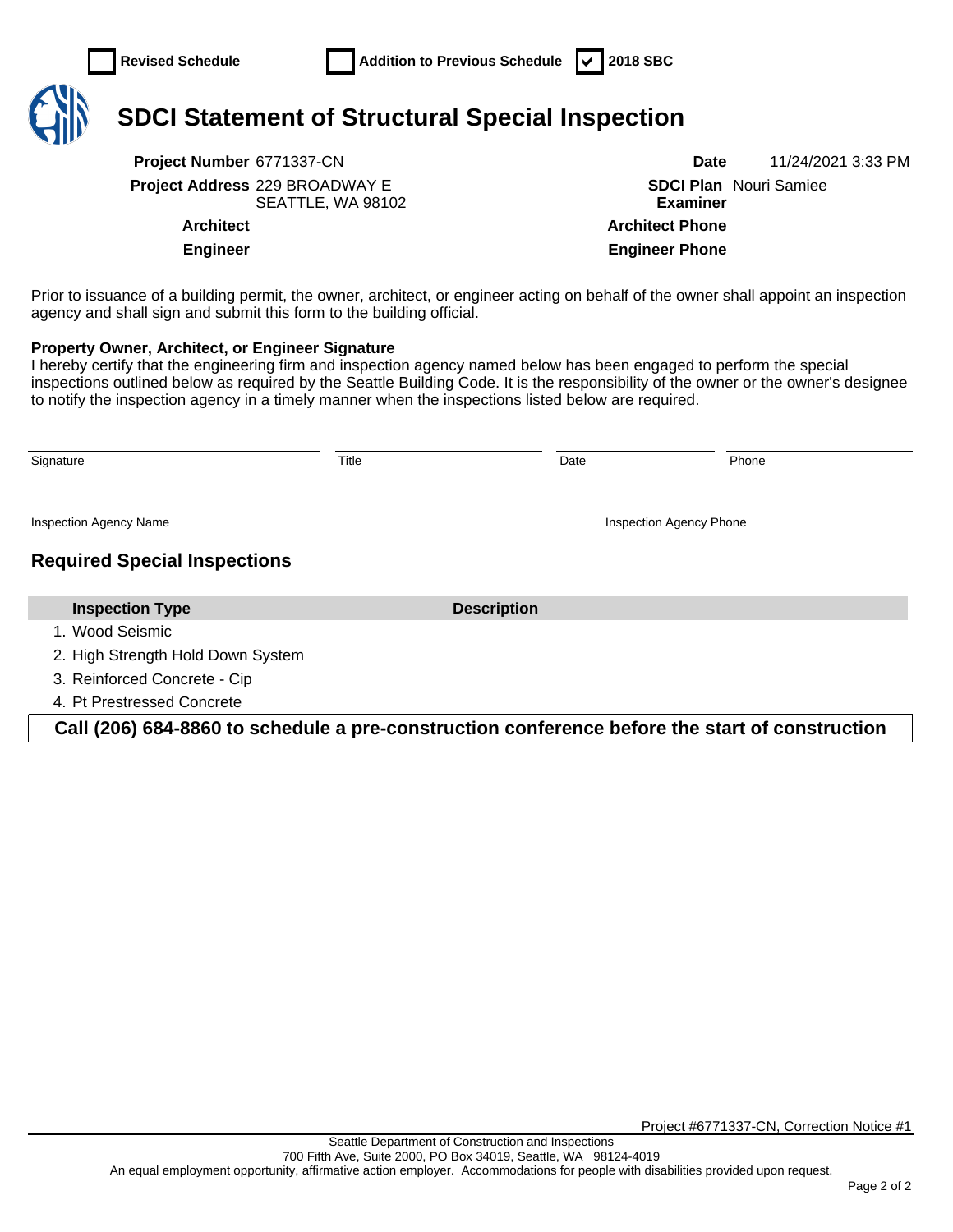☐ Revised Schedule ☐ Addition to Previous Schedule ☑ 2018 SBC

# SDCI Statement of Structural Special Inspection

| | | | |
|---|---|---|---|
| **Project Number** | 6771337-CN | **Date** | 11/24/2021 3:33 PM |
| **Project Address** | 229 BROADWAY E SEATTLE, WA 98102 | **SDCI Plan Examiner** | Nouri Samiee |
| **Architect** | | **Architect Phone** | |
| **Engineer** | | **Engineer Phone** | |

Prior to issuance of a building permit, the owner, architect, or engineer acting on behalf of the owner shall appoint an inspection agency and shall sign and submit this form to the building official.

**Property Owner, Architect, or Engineer Signature**
I hereby certify that the engineering firm and inspection agency named below has been engaged to perform the special inspections outlined below as required by the Seattle Building Code. It is the responsibility of the owner or the owner's designee to notify the inspection agency in a timely manner when the inspections listed below are required.

Signature ____________________ Title ____________________ Date ____________________ Phone ____________________

Inspection Agency Name ____________________ Inspection Agency Phone ____________________

## Required Special Inspections

| Inspection Type | Description |
|---|---|
| 1. Wood Seismic | |
| 2. High Strength Hold Down System | |
| 3. Reinforced Concrete - Cip | |
| 4. Pt Prestressed Concrete | |

**Call (206) 684-8860 to schedule a pre-construction conference before the start of construction**

Project #6771337-CN, Correction Notice #1

Seattle Department of Construction and Inspections
700 Fifth Ave, Suite 2000, PO Box 34019, Seattle, WA 98124-4019
An equal employment opportunity, affirmative action employer. Accommodations for people with disabilities provided upon request.